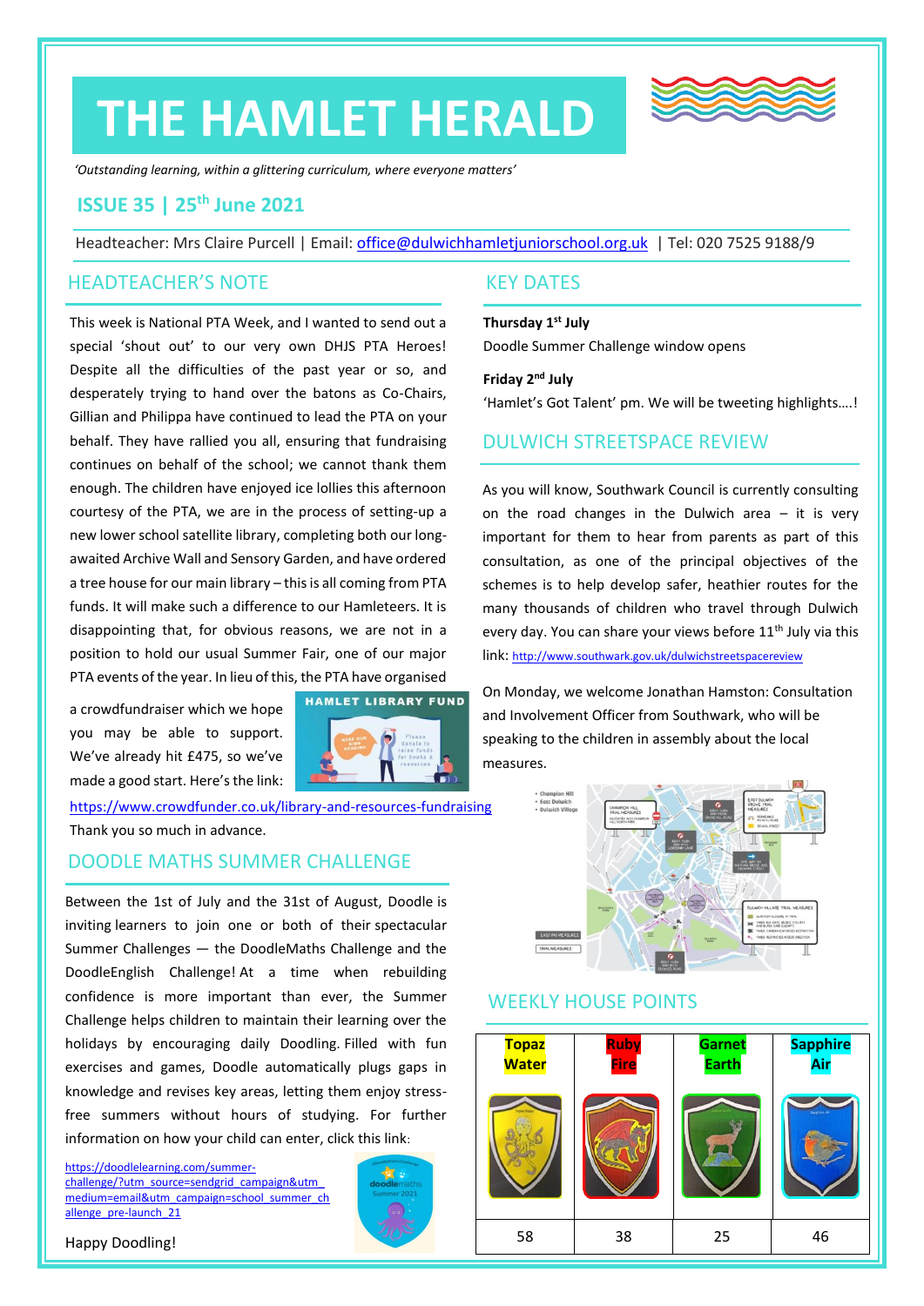# THE HAMLET HERALD

*'Outstanding learning, within a glittering curriculum, where everyone matters'*

## ISSUE 35 | 25th June 2021

Headteacher: Mrs Claire Purcell | Email: office@dulwichhamletjuniorschool.org.uk | Tel: 020 7525 9188/9

## HEADTEACHER'S NOTE

This week is National PTA Week, and I wanted to send out a special 'shout out' to our very own DHJS PTA Heroes! Despite all the difficulties of the past year or so, and desperately trying to hand over the batons as Co-Chairs, Gillian and Philippa have continued to lead the PTA on your behalf. They have rallied you all, ensuring that fundraising continues on behalf of the school; we cannot thank them enough. The children have enjoyed ice lollies this afternoon courtesy of the PTA, we are in the process of setting-up a new lower school satellite library, completing both our long-awaited Archive Wall and Sensory Garden, and have ordered a tree house for our main library – this is all coming from PTA funds. It will make such a difference to our Hamleteers. It is disappointing that, for obvious reasons, we are not in a position to hold our usual Summer Fair, one of our major PTA events of the year. In lieu of this, the PTA have organised a crowdfundraiser which we hope you may be able to support. We've already hit £475, so we've made a good start. Here's the link:

https://www.crowdfunder.co.uk/library-and-resources-fundraising

Thank you so much in advance.

## DOODLE MATHS SUMMER CHALLENGE

Between the 1st of July and the 31st of August, Doodle is inviting learners to join one or both of their spectacular Summer Challenges — the DoodleMaths Challenge and the DoodleEnglish Challenge! At a time when rebuilding confidence is more important than ever, the Summer Challenge helps children to maintain their learning over the holidays by encouraging daily Doodling. Filled with fun exercises and games, Doodle automatically plugs gaps in knowledge and revises key areas, letting them enjoy stress-free summers without hours of studying. For further information on how your child can enter, click this link:

https://doodlelearning.com/summer-challenge/?utm_source=sendgrid_campaign&utm_medium=email&utm_campaign=school_summer_challenge_pre-launch_21

Happy Doodling!

## KEY DATES

**Thursday 1st July**

Doodle Summer Challenge window opens

**Friday 2nd July**

'Hamlet's Got Talent' pm. We will be tweeting highlights….!

## DULWICH STREETSPACE REVIEW

As you will know, Southwark Council is currently consulting on the road changes in the Dulwich area – it is very important for them to hear from parents as part of this consultation, as one of the principal objectives of the schemes is to help develop safer, heathier routes for the many thousands of children who travel through Dulwich every day. You can share your views before 11th July via this link: http://www.southwark.gov.uk/dulwichstreetspacereview

On Monday, we welcome Jonathan Hamston: Consultation and Involvement Officer from Southwark, who will be speaking to the children in assembly about the local measures.

## WEEKLY HOUSE POINTS

| Topaz Water | Ruby Fire | Garnet Earth | Sapphire Air |
|---|---|---|---|
| 58 | 38 | 25 | 46 |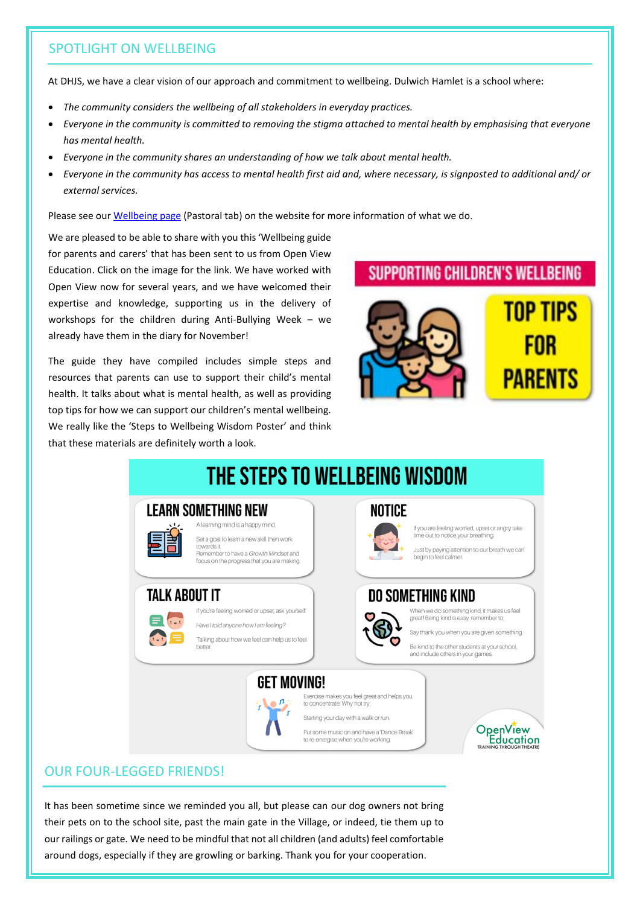## SPOTLIGHT ON WELLBEING

At DHJS, we have a clear vision of our approach and commitment to wellbeing. Dulwich Hamlet is a school where:

- *The community considers the wellbeing of all stakeholders in everyday practices.*
- *Everyone in the community is committed to removing the stigma attached to mental health by emphasising that everyone has mental health.*
- *Everyone in the community shares an understanding of how we talk about mental health.*
- *Everyone in the community has access to mental health first aid and, where necessary, is signposted to additional and/ or external services.*

Please see our Wellbeing page (Pastoral tab) on the website for more information of what we do.

We are pleased to be able to share with you this 'Wellbeing guide for parents and carers' that has been sent to us from Open View Education. Click on the image for the link. We have worked with Open View now for several years, and we have welcomed their expertise and knowledge, supporting us in the delivery of workshops for the children during Anti-Bullying Week – we already have them in the diary for November!

SUPPORTING CHILDREN'S WELLBEING

TOP TIPS FOR PARENTS

The guide they have compiled includes simple steps and resources that parents can use to support their child's mental health. It talks about what is mental health, as well as providing top tips for how we can support our children's mental wellbeing. We really like the 'Steps to Wellbeing Wisdom Poster' and think that these materials are definitely worth a look.

THE STEPS TO WELLBEING WISDOM

LEARN SOMETHING NEW

A learning mind is a happy mind.

Set a goal to learn a new skill then work towards it.

Remember to have a *Growth Mindset* and focus on the progress that you are making.

NOTICE

If you are feeling worried, upset or angry take time out to notice your breathing.

Just by paying attention to our breath we can begin to feel calmer.

TALK ABOUT IT

If you're feeling worried or upset, ask yourself:

*Have I told anyone how I am feeling?*

Talking about how we feel can help us to feel better.

DO SOMETHING KIND

When we do something kind, it makes us feel great! Being kind is easy, remember to:

Say thank you when you are given something.

Be kind to the other students at your school, and include others in your games.

GET MOVING!

Exercise makes you feel great and helps you to concentrate. Why not try:

Starting your day with a walk or run.

Put some music on and have a 'Dance Break' to re-energise when you're working.

OpenView Education
TRAINING THROUGH THEATRE

## OUR FOUR-LEGGED FRIENDS!

It has been sometime since we reminded you all, but please can our dog owners not bring their pets on to the school site, past the main gate in the Village, or indeed, tie them up to our railings or gate. We need to be mindful that not all children (and adults) feel comfortable around dogs, especially if they are growling or barking. Thank you for your cooperation.